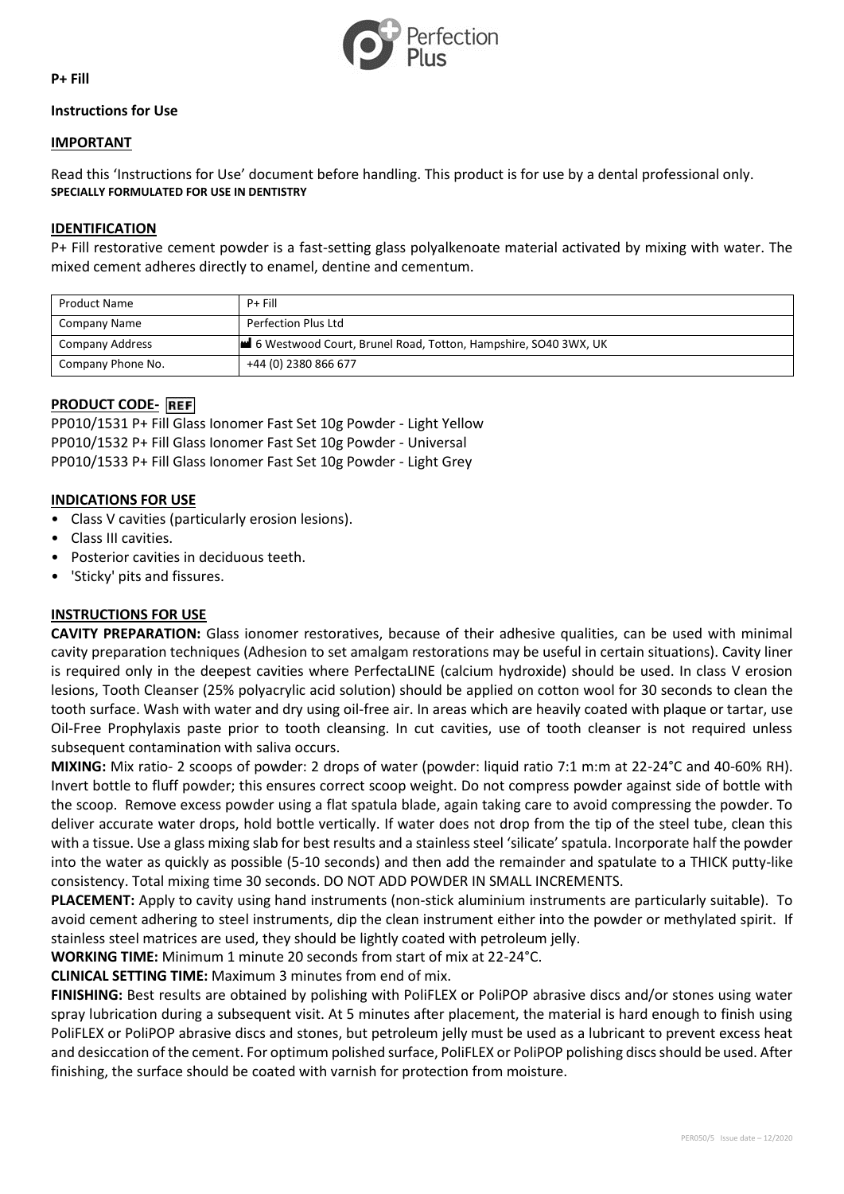**P+ Fill**

**Instructions for Use**

## IMPORTANT

Read this 'Instructions for Use' document before handling. This product is for use by a dental professional only.
**SPECIALLY FORMULATED FOR USE IN DENTISTRY**

## IDENTIFICATION

P+ Fill restorative cement powder is a fast-setting glass polyalkenoate material activated by mixing with water. The mixed cement adheres directly to enamel, dentine and cementum.

| Product Name | P+ Fill |
|---|---|
| Company Name | Perfection Plus Ltd |
| Company Address | 6 Westwood Court, Brunel Road, Totton, Hampshire, SO40 3WX, UK |
| Company Phone No. | +44 (0) 2380 866 677 |

## PRODUCT CODE- REF

PP010/1531 P+ Fill Glass Ionomer Fast Set 10g Powder - Light Yellow
PP010/1532 P+ Fill Glass Ionomer Fast Set 10g Powder - Universal
PP010/1533 P+ Fill Glass Ionomer Fast Set 10g Powder - Light Grey

## INDICATIONS FOR USE

- Class V cavities (particularly erosion lesions).
- Class III cavities.
- Posterior cavities in deciduous teeth.
- 'Sticky' pits and fissures.

## INSTRUCTIONS FOR USE

**CAVITY PREPARATION:** Glass ionomer restoratives, because of their adhesive qualities, can be used with minimal cavity preparation techniques (Adhesion to set amalgam restorations may be useful in certain situations). Cavity liner is required only in the deepest cavities where PerfectaLINE (calcium hydroxide) should be used. In class V erosion lesions, Tooth Cleanser (25% polyacrylic acid solution) should be applied on cotton wool for 30 seconds to clean the tooth surface. Wash with water and dry using oil-free air. In areas which are heavily coated with plaque or tartar, use Oil-Free Prophylaxis paste prior to tooth cleansing. In cut cavities, use of tooth cleanser is not required unless subsequent contamination with saliva occurs.

**MIXING:** Mix ratio- 2 scoops of powder: 2 drops of water (powder: liquid ratio 7:1 m:m at 22-24°C and 40-60% RH). Invert bottle to fluff powder; this ensures correct scoop weight. Do not compress powder against side of bottle with the scoop. Remove excess powder using a flat spatula blade, again taking care to avoid compressing the powder. To deliver accurate water drops, hold bottle vertically. If water does not drop from the tip of the steel tube, clean this with a tissue. Use a glass mixing slab for best results and a stainless steel 'silicate' spatula. Incorporate half the powder into the water as quickly as possible (5-10 seconds) and then add the remainder and spatulate to a THICK putty-like consistency. Total mixing time 30 seconds. DO NOT ADD POWDER IN SMALL INCREMENTS.

**PLACEMENT:** Apply to cavity using hand instruments (non-stick aluminium instruments are particularly suitable). To avoid cement adhering to steel instruments, dip the clean instrument either into the powder or methylated spirit. If stainless steel matrices are used, they should be lightly coated with petroleum jelly.

**WORKING TIME:** Minimum 1 minute 20 seconds from start of mix at 22-24°C.

**CLINICAL SETTING TIME:** Maximum 3 minutes from end of mix.

**FINISHING:** Best results are obtained by polishing with PoliFLEX or PoliPOP abrasive discs and/or stones using water spray lubrication during a subsequent visit. At 5 minutes after placement, the material is hard enough to finish using PoliFLEX or PoliPOP abrasive discs and stones, but petroleum jelly must be used as a lubricant to prevent excess heat and desiccation of the cement. For optimum polished surface, PoliFLEX or PoliPOP polishing discs should be used. After finishing, the surface should be coated with varnish for protection from moisture.

PER050/5 Issue date – 12/2020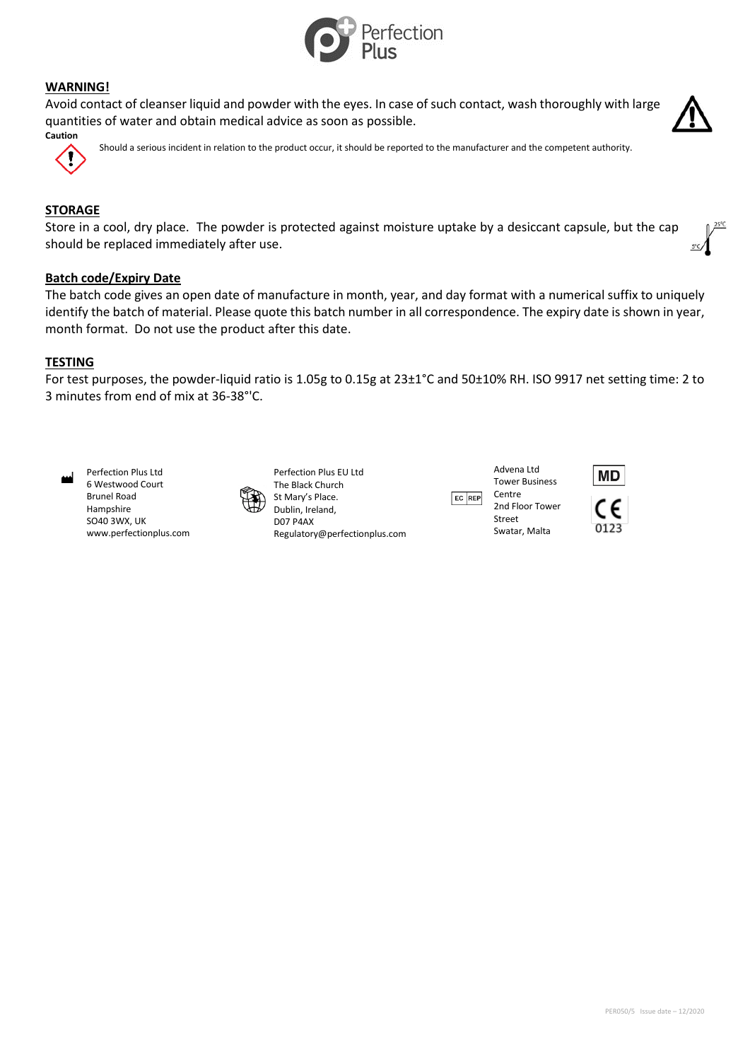Perfection Plus

**WARNING!**

Avoid contact of cleanser liquid and powder with the eyes. In case of such contact, wash thoroughly with large quantities of water and obtain medical advice as soon as possible.

**Caution**

Should a serious incident in relation to the product occur, it should be reported to the manufacturer and the competent authority.

**STORAGE**

Store in a cool, dry place. The powder is protected against moisture uptake by a desiccant capsule, but the cap should be replaced immediately after use.

25°C

5°C

**Batch code/Expiry Date**

The batch code gives an open date of manufacture in month, year, and day format with a numerical suffix to uniquely identify the batch of material. Please quote this batch number in all correspondence. The expiry date is shown in year, month format. Do not use the product after this date.

**TESTING**

For test purposes, the powder-liquid ratio is 1.05g to 0.15g at 23±1°C and 50±10% RH. ISO 9917 net setting time: 2 to 3 minutes from end of mix at 36-38''C.

Perfection Plus Ltd
6 Westwood Court
Brunel Road
Hampshire
SO40 3WX, UK
www.perfectionplus.com

Perfection Plus EU Ltd
The Black Church
St Mary's Place.
Dublin, Ireland,
D07 P4AX
Regulatory@perfectionplus.com

EC REP

Advena Ltd
Tower Business Centre
2nd Floor Tower Street
Swatar, Malta

MD

CE 0123

PER050/5 Issue date – 12/2020